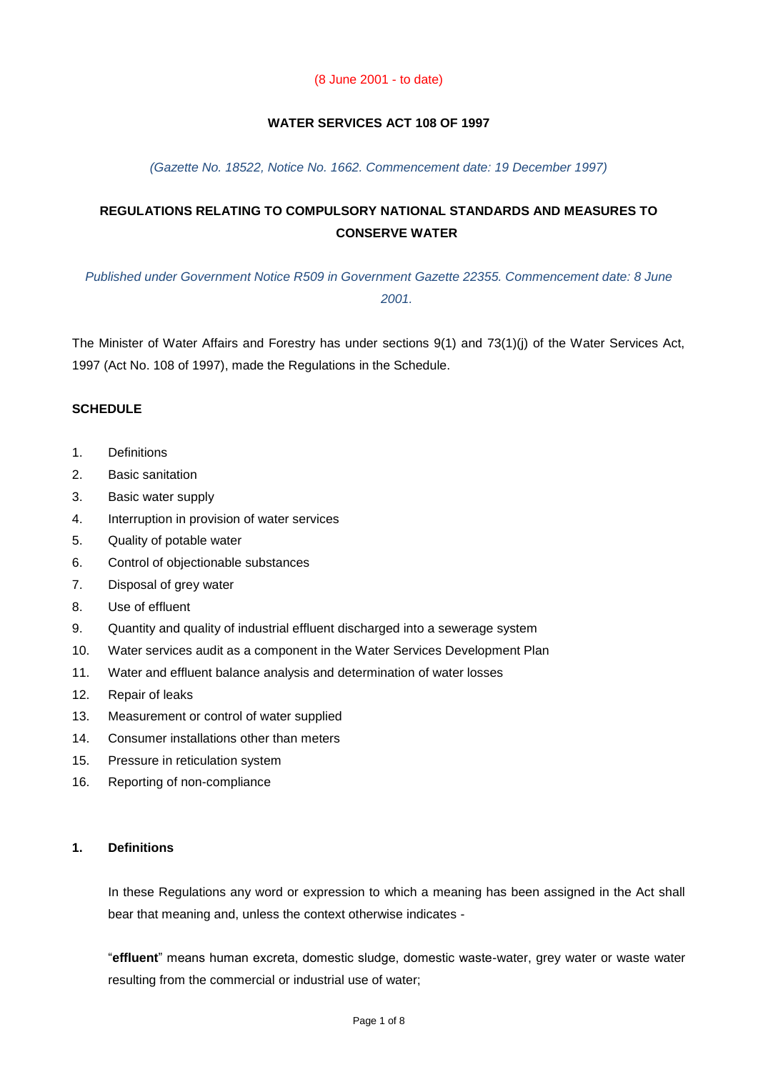(8 June 2001 - to date)

## WATER SERVICES ACT 108 OF 1997

*(Gazette No. 18522, Notice No. 1662. Commencement date: 19 December 1997)*

## REGULATIONS RELATING TO COMPULSORY NATIONAL STANDARDS AND MEASURES TO CONSERVE WATER

*Published under Government Notice R509 in Government Gazette 22355. Commencement date: 8 June 2001.*

The Minister of Water Affairs and Forestry has under sections 9(1) and 73(1)(j) of the Water Services Act, 1997 (Act No. 108 of 1997), made the Regulations in the Schedule.

### SCHEDULE

1. Definitions
2. Basic sanitation
3. Basic water supply
4. Interruption in provision of water services
5. Quality of potable water
6. Control of objectionable substances
7. Disposal of grey water
8. Use of effluent
9. Quantity and quality of industrial effluent discharged into a sewerage system
10. Water services audit as a component in the Water Services Development Plan
11. Water and effluent balance analysis and determination of water losses
12. Repair of leaks
13. Measurement or control of water supplied
14. Consumer installations other than meters
15. Pressure in reticulation system
16. Reporting of non-compliance

### 1. Definitions

In these Regulations any word or expression to which a meaning has been assigned in the Act shall bear that meaning and, unless the context otherwise indicates -

"**effluent**" means human excreta, domestic sludge, domestic waste-water, grey water or waste water resulting from the commercial or industrial use of water;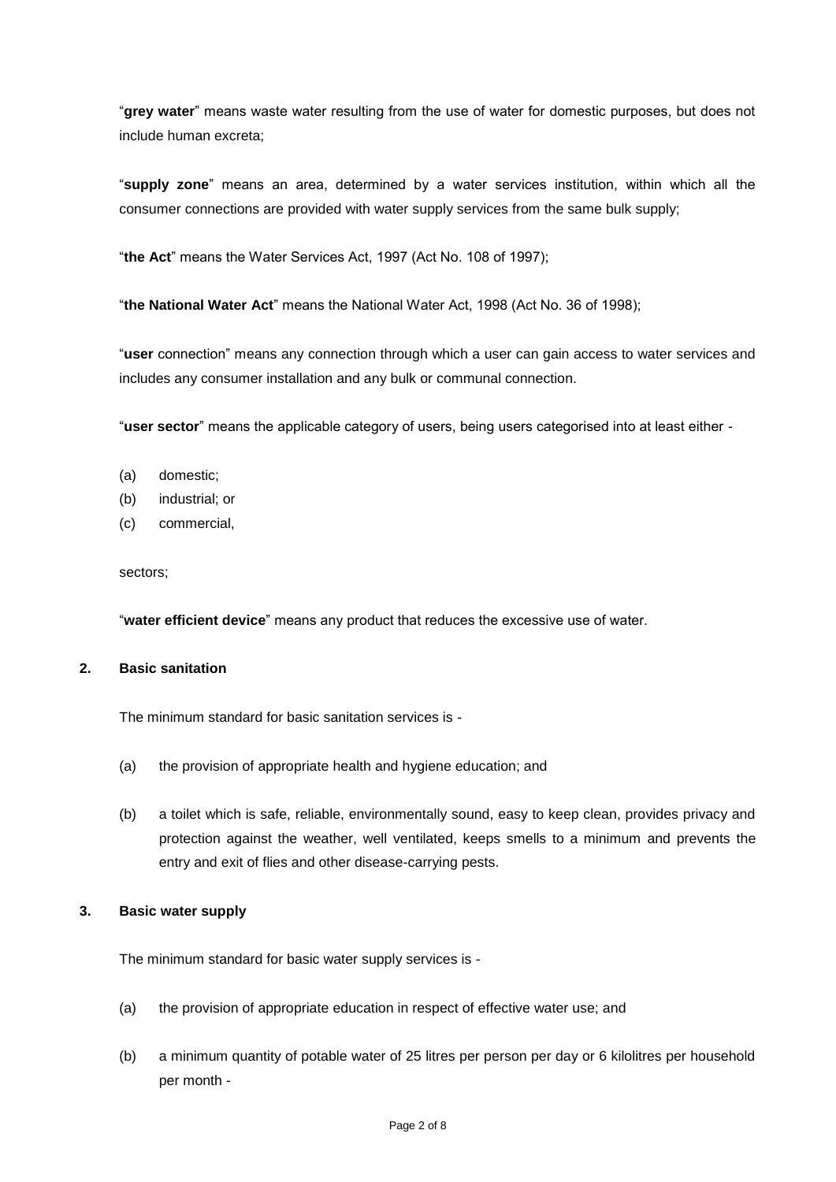"**grey water**" means waste water resulting from the use of water for domestic purposes, but does not include human excreta;

"**supply zone**" means an area, determined by a water services institution, within which all the consumer connections are provided with water supply services from the same bulk supply;

"**the Act**" means the Water Services Act, 1997 (Act No. 108 of 1997);

"**the National Water Act**" means the National Water Act, 1998 (Act No. 36 of 1998);

"**user** connection" means any connection through which a user can gain access to water services and includes any consumer installation and any bulk or communal connection.

"**user sector**" means the applicable category of users, being users categorised into at least either -

(a) domestic;
(b) industrial; or
(c) commercial,

sectors;

"**water efficient device**" means any product that reduces the excessive use of water.

## 2. Basic sanitation

The minimum standard for basic sanitation services is -

(a) the provision of appropriate health and hygiene education; and

(b) a toilet which is safe, reliable, environmentally sound, easy to keep clean, provides privacy and protection against the weather, well ventilated, keeps smells to a minimum and prevents the entry and exit of flies and other disease-carrying pests.

## 3. Basic water supply

The minimum standard for basic water supply services is -

(a) the provision of appropriate education in respect of effective water use; and

(b) a minimum quantity of potable water of 25 litres per person per day or 6 kilolitres per household per month -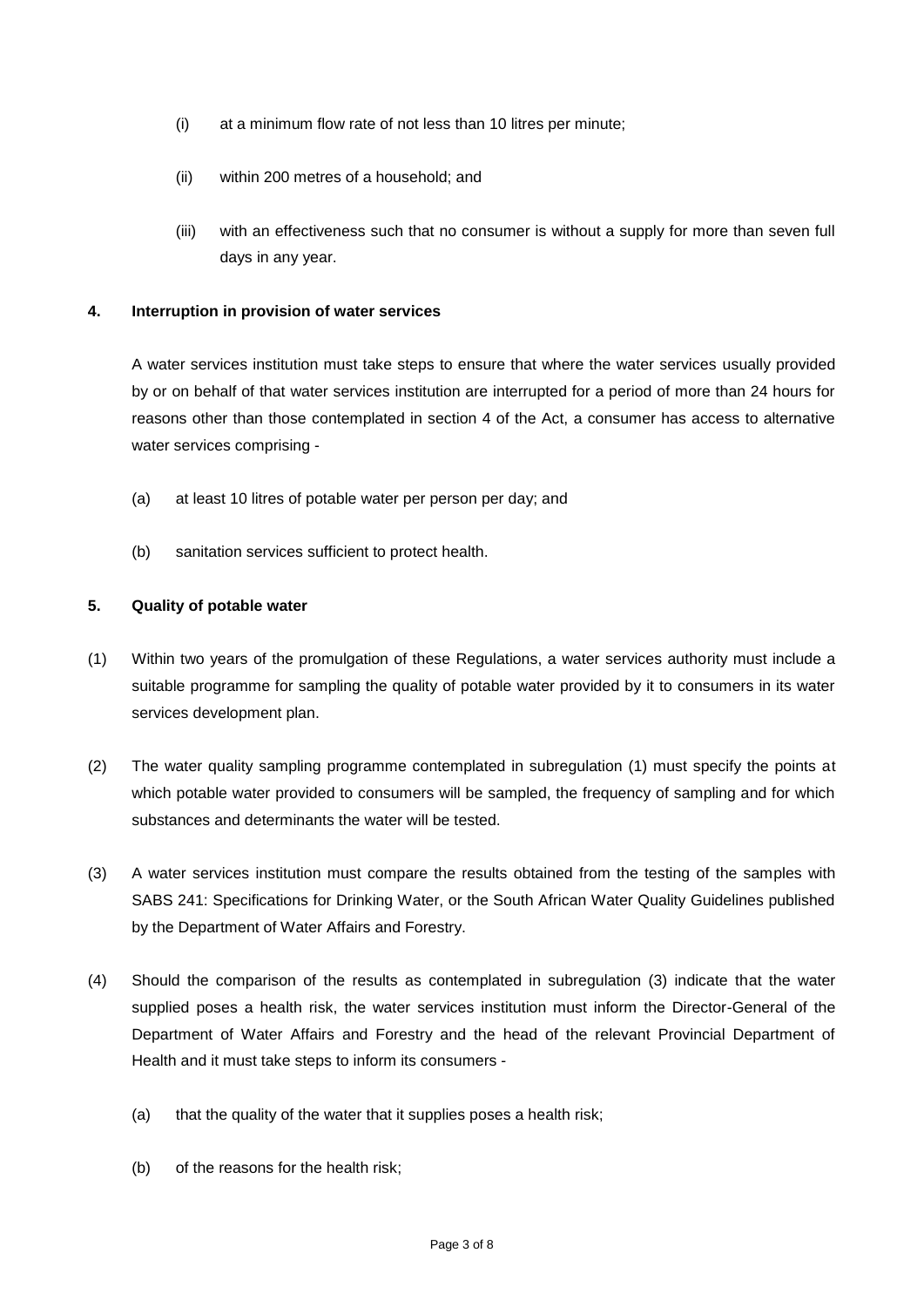(i) at a minimum flow rate of not less than 10 litres per minute;

(ii) within 200 metres of a household; and

(iii) with an effectiveness such that no consumer is without a supply for more than seven full days in any year.

**4. Interruption in provision of water services**

A water services institution must take steps to ensure that where the water services usually provided by or on behalf of that water services institution are interrupted for a period of more than 24 hours for reasons other than those contemplated in section 4 of the Act, a consumer has access to alternative water services comprising -

(a) at least 10 litres of potable water per person per day; and

(b) sanitation services sufficient to protect health.

**5. Quality of potable water**

(1) Within two years of the promulgation of these Regulations, a water services authority must include a suitable programme for sampling the quality of potable water provided by it to consumers in its water services development plan.

(2) The water quality sampling programme contemplated in subregulation (1) must specify the points at which potable water provided to consumers will be sampled, the frequency of sampling and for which substances and determinants the water will be tested.

(3) A water services institution must compare the results obtained from the testing of the samples with SABS 241: Specifications for Drinking Water, or the South African Water Quality Guidelines published by the Department of Water Affairs and Forestry.

(4) Should the comparison of the results as contemplated in subregulation (3) indicate that the water supplied poses a health risk, the water services institution must inform the Director-General of the Department of Water Affairs and Forestry and the head of the relevant Provincial Department of Health and it must take steps to inform its consumers -

(a) that the quality of the water that it supplies poses a health risk;

(b) of the reasons for the health risk;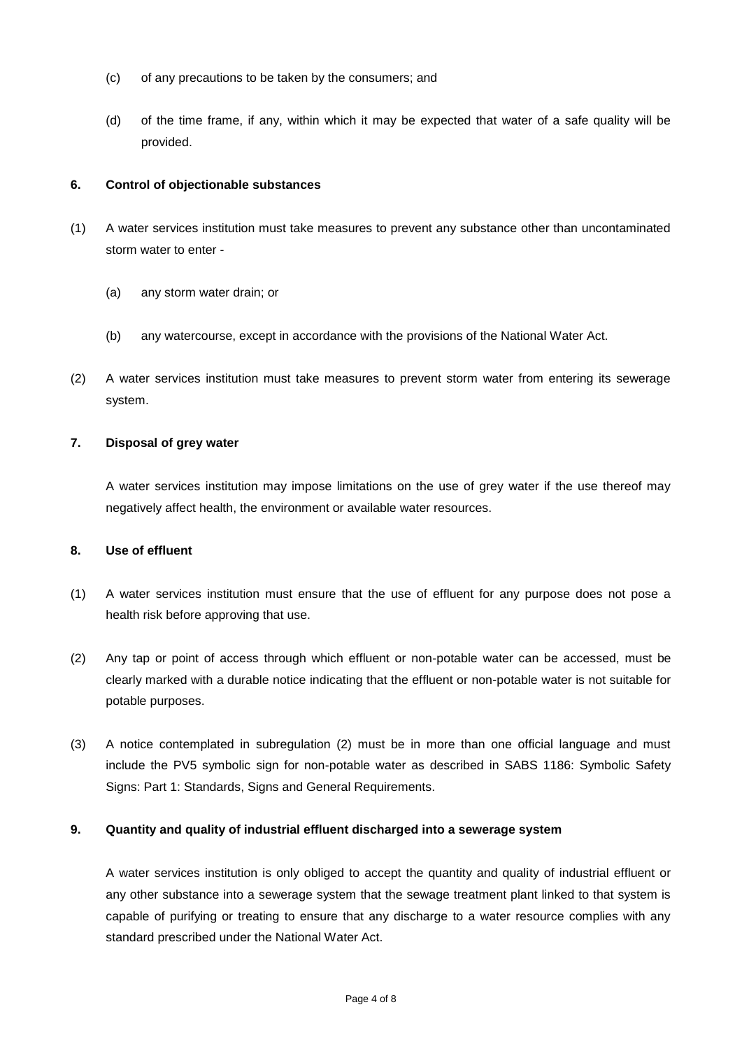(c) of any precautions to be taken by the consumers; and

(d) of the time frame, if any, within which it may be expected that water of a safe quality will be provided.

**6. Control of objectionable substances**

(1) A water services institution must take measures to prevent any substance other than uncontaminated storm water to enter -

(a) any storm water drain; or

(b) any watercourse, except in accordance with the provisions of the National Water Act.

(2) A water services institution must take measures to prevent storm water from entering its sewerage system.

**7. Disposal of grey water**

A water services institution may impose limitations on the use of grey water if the use thereof may negatively affect health, the environment or available water resources.

**8. Use of effluent**

(1) A water services institution must ensure that the use of effluent for any purpose does not pose a health risk before approving that use.

(2) Any tap or point of access through which effluent or non-potable water can be accessed, must be clearly marked with a durable notice indicating that the effluent or non-potable water is not suitable for potable purposes.

(3) A notice contemplated in subregulation (2) must be in more than one official language and must include the PV5 symbolic sign for non-potable water as described in SABS 1186: Symbolic Safety Signs: Part 1: Standards, Signs and General Requirements.

**9. Quantity and quality of industrial effluent discharged into a sewerage system**

A water services institution is only obliged to accept the quantity and quality of industrial effluent or any other substance into a sewerage system that the sewage treatment plant linked to that system is capable of purifying or treating to ensure that any discharge to a water resource complies with any standard prescribed under the National Water Act.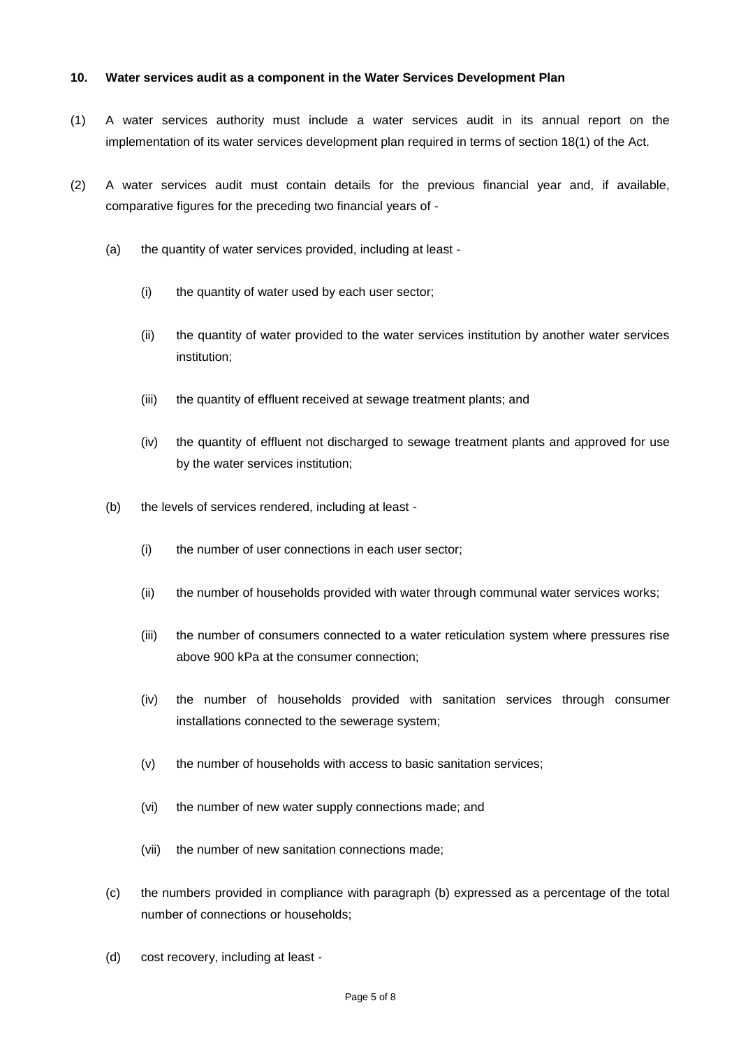**10. Water services audit as a component in the Water Services Development Plan**

(1) A water services authority must include a water services audit in its annual report on the implementation of its water services development plan required in terms of section 18(1) of the Act.

(2) A water services audit must contain details for the previous financial year and, if available, comparative figures for the preceding two financial years of -

(a) the quantity of water services provided, including at least -

(i) the quantity of water used by each user sector;

(ii) the quantity of water provided to the water services institution by another water services institution;

(iii) the quantity of effluent received at sewage treatment plants; and

(iv) the quantity of effluent not discharged to sewage treatment plants and approved for use by the water services institution;

(b) the levels of services rendered, including at least -

(i) the number of user connections in each user sector;

(ii) the number of households provided with water through communal water services works;

(iii) the number of consumers connected to a water reticulation system where pressures rise above 900 kPa at the consumer connection;

(iv) the number of households provided with sanitation services through consumer installations connected to the sewerage system;

(v) the number of households with access to basic sanitation services;

(vi) the number of new water supply connections made; and

(vii) the number of new sanitation connections made;

(c) the numbers provided in compliance with paragraph (b) expressed as a percentage of the total number of connections or households;

(d) cost recovery, including at least -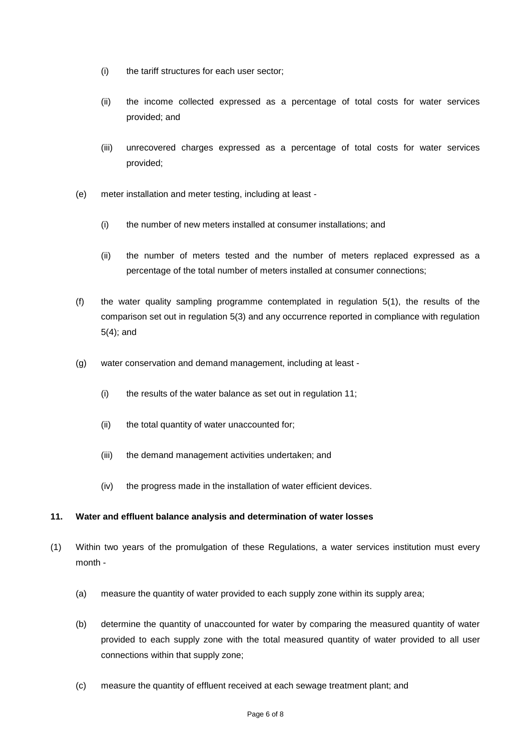(i) the tariff structures for each user sector;

(ii) the income collected expressed as a percentage of total costs for water services provided; and

(iii) unrecovered charges expressed as a percentage of total costs for water services provided;

(e) meter installation and meter testing, including at least -

(i) the number of new meters installed at consumer installations; and

(ii) the number of meters tested and the number of meters replaced expressed as a percentage of the total number of meters installed at consumer connections;

(f) the water quality sampling programme contemplated in regulation 5(1), the results of the comparison set out in regulation 5(3) and any occurrence reported in compliance with regulation 5(4); and

(g) water conservation and demand management, including at least -

(i) the results of the water balance as set out in regulation 11;

(ii) the total quantity of water unaccounted for;

(iii) the demand management activities undertaken; and

(iv) the progress made in the installation of water efficient devices.

**11. Water and effluent balance analysis and determination of water losses**

(1) Within two years of the promulgation of these Regulations, a water services institution must every month -

(a) measure the quantity of water provided to each supply zone within its supply area;

(b) determine the quantity of unaccounted for water by comparing the measured quantity of water provided to each supply zone with the total measured quantity of water provided to all user connections within that supply zone;

(c) measure the quantity of effluent received at each sewage treatment plant; and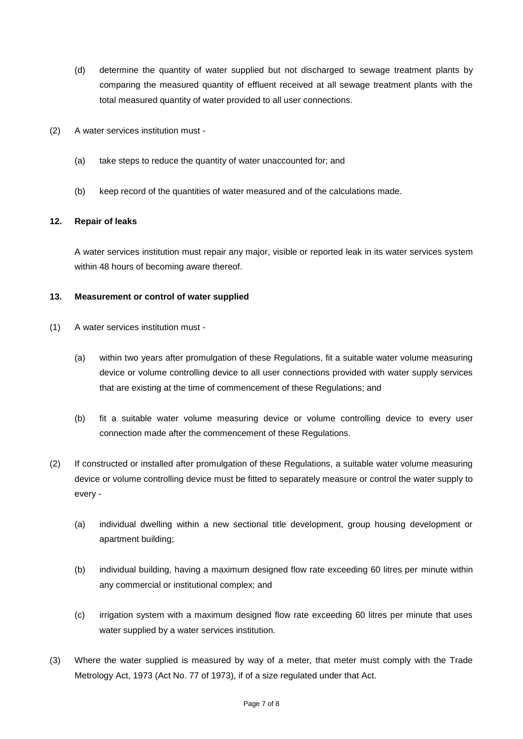(d) determine the quantity of water supplied but not discharged to sewage treatment plants by comparing the measured quantity of effluent received at all sewage treatment plants with the total measured quantity of water provided to all user connections.

(2) A water services institution must -

(a) take steps to reduce the quantity of water unaccounted for; and

(b) keep record of the quantities of water measured and of the calculations made.

**12. Repair of leaks**

A water services institution must repair any major, visible or reported leak in its water services system within 48 hours of becoming aware thereof.

**13. Measurement or control of water supplied**

(1) A water services institution must -

(a) within two years after promulgation of these Regulations, fit a suitable water volume measuring device or volume controlling device to all user connections provided with water supply services that are existing at the time of commencement of these Regulations; and

(b) fit a suitable water volume measuring device or volume controlling device to every user connection made after the commencement of these Regulations.

(2) If constructed or installed after promulgation of these Regulations, a suitable water volume measuring device or volume controlling device must be fitted to separately measure or control the water supply to every -

(a) individual dwelling within a new sectional title development, group housing development or apartment building;

(b) individual building, having a maximum designed flow rate exceeding 60 litres per minute within any commercial or institutional complex; and

(c) irrigation system with a maximum designed flow rate exceeding 60 litres per minute that uses water supplied by a water services institution.

(3) Where the water supplied is measured by way of a meter, that meter must comply with the Trade Metrology Act, 1973 (Act No. 77 of 1973), if of a size regulated under that Act.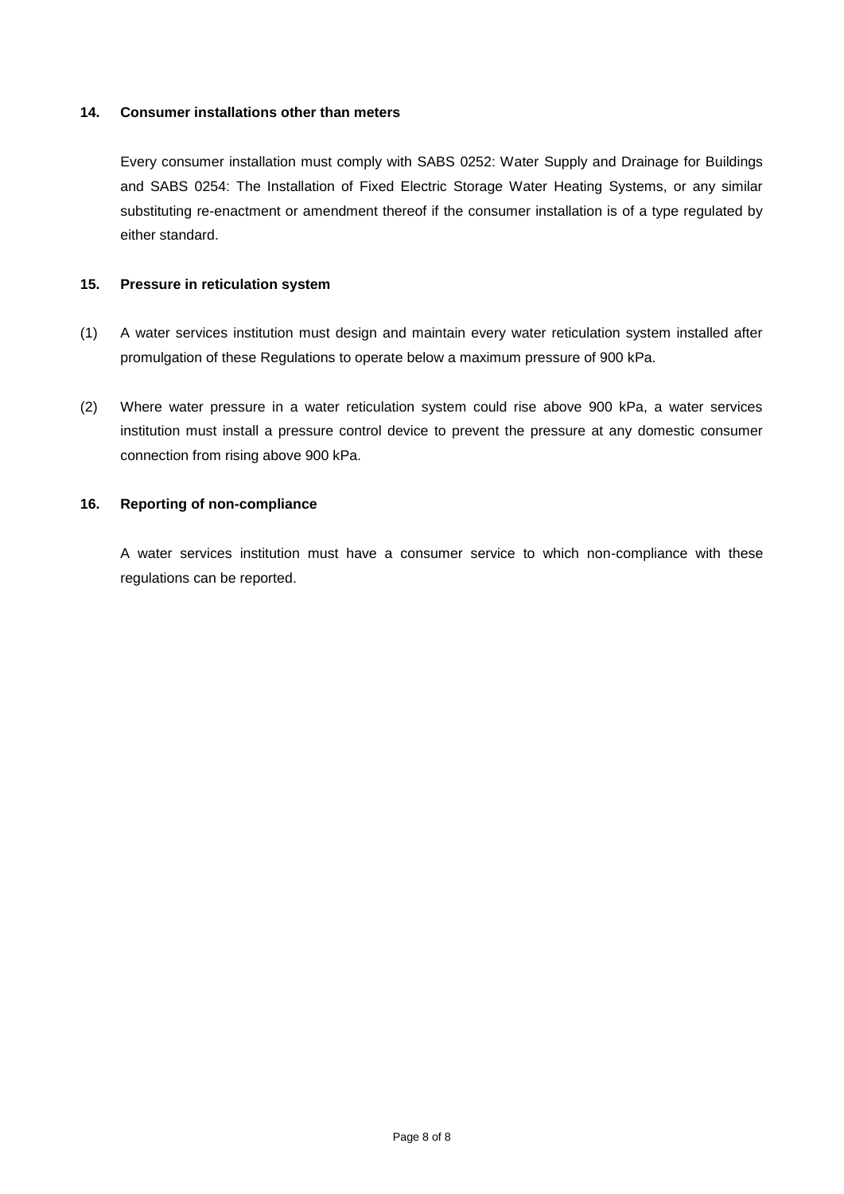**14. Consumer installations other than meters**

Every consumer installation must comply with SABS 0252: Water Supply and Drainage for Buildings and SABS 0254: The Installation of Fixed Electric Storage Water Heating Systems, or any similar substituting re-enactment or amendment thereof if the consumer installation is of a type regulated by either standard.

**15. Pressure in reticulation system**

(1) A water services institution must design and maintain every water reticulation system installed after promulgation of these Regulations to operate below a maximum pressure of 900 kPa.

(2) Where water pressure in a water reticulation system could rise above 900 kPa, a water services institution must install a pressure control device to prevent the pressure at any domestic consumer connection from rising above 900 kPa.

**16. Reporting of non-compliance**

A water services institution must have a consumer service to which non-compliance with these regulations can be reported.